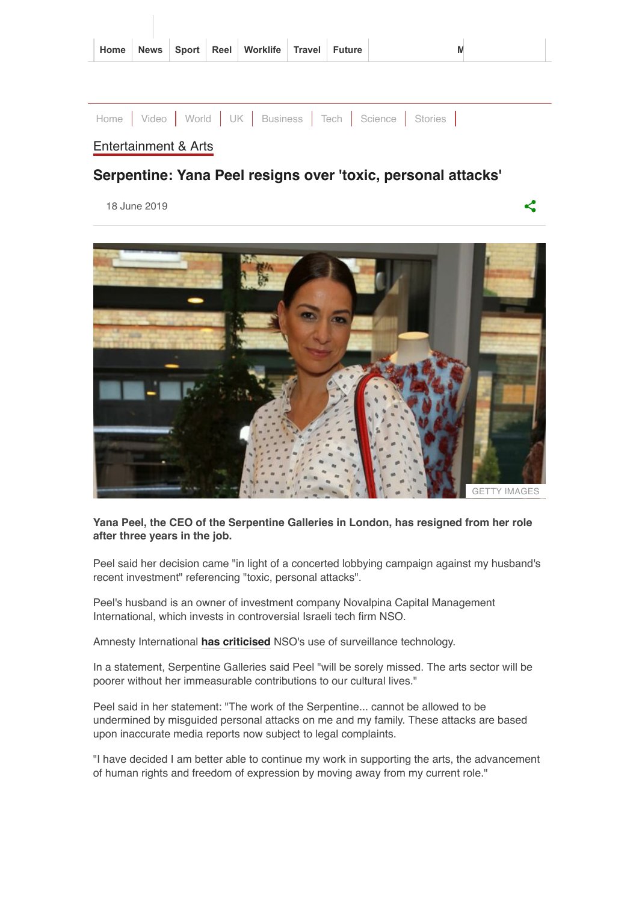Entertainment & Arts

# Serpentine: Yana Peel resigns over 'toxic, personal attacks'

18 June 2019

GETTY IMAGES

**Yana Peel, the CEO of the Serpentine Galleries in London, has resigned from her role after three years in the job.**

Peel said her decision came "in light of a concerted lobbying campaign against my husband's recent investment" referencing "toxic, personal attacks".

Peel's husband is an owner of investment company Novalpina Capital Management International, which invests in controversial Israeli tech firm NSO.

Amnesty International **has criticised** NSO's use of surveillance technology.

In a statement, Serpentine Galleries said Peel "will be sorely missed. The arts sector will be poorer without her immeasurable contributions to our cultural lives."

Peel said in her statement: "The work of the Serpentine... cannot be allowed to be undermined by misguided personal attacks on me and my family. These attacks are based upon inaccurate media reports now subject to legal complaints.

"I have decided I am better able to continue my work in supporting the arts, the advancement of human rights and freedom of expression by moving away from my current role."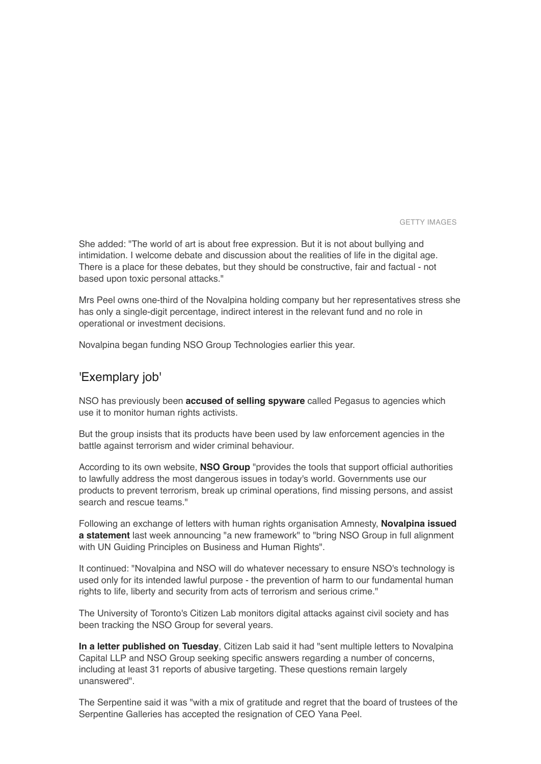GETTY IMAGES

She added: "The world of art is about free expression. But it is not about bullying and intimidation. I welcome debate and discussion about the realities of life in the digital age. There is a place for these debates, but they should be constructive, fair and factual - not based upon toxic personal attacks."

Mrs Peel owns one-third of the Novalpina holding company but her representatives stress she has only a single-digit percentage, indirect interest in the relevant fund and no role in operational or investment decisions.

Novalpina began funding NSO Group Technologies earlier this year.

## 'Exemplary job'

NSO has previously been **accused of selling spyware** called Pegasus to agencies which use it to monitor human rights activists.

But the group insists that its products have been used by law enforcement agencies in the battle against terrorism and wider criminal behaviour.

According to its own website, **NSO Group** "provides the tools that support official authorities to lawfully address the most dangerous issues in today's world. Governments use our products to prevent terrorism, break up criminal operations, find missing persons, and assist search and rescue teams."

Following an exchange of letters with human rights organisation Amnesty, **Novalpina issued a statement** last week announcing "a new framework" to "bring NSO Group in full alignment with UN Guiding Principles on Business and Human Rights".

It continued: "Novalpina and NSO will do whatever necessary to ensure NSO's technology is used only for its intended lawful purpose - the prevention of harm to our fundamental human rights to life, liberty and security from acts of terrorism and serious crime."

The University of Toronto's Citizen Lab monitors digital attacks against civil society and has been tracking the NSO Group for several years.

**In a letter published on Tuesday**, Citizen Lab said it had "sent multiple letters to Novalpina Capital LLP and NSO Group seeking specific answers regarding a number of concerns, including at least 31 reports of abusive targeting. These questions remain largely unanswered".

The Serpentine said it was "with a mix of gratitude and regret that the board of trustees of the Serpentine Galleries has accepted the resignation of CEO Yana Peel.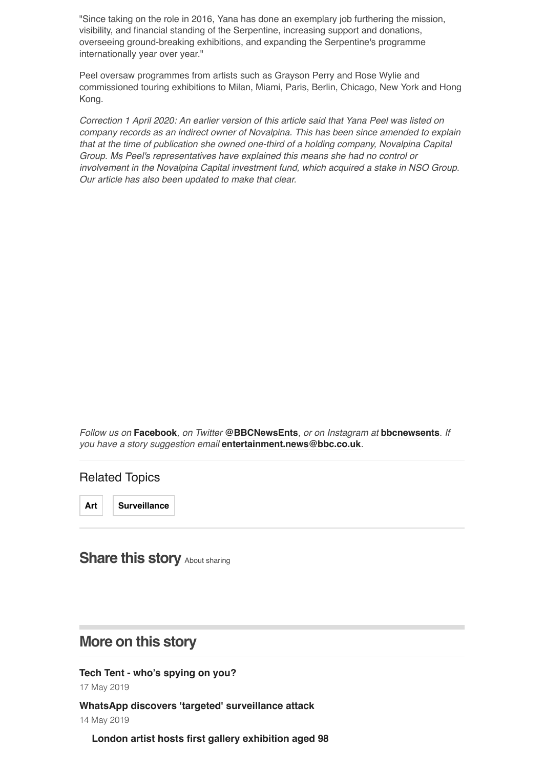"Since taking on the role in 2016, Yana has done an exemplary job furthering the mission, visibility, and financial standing of the Serpentine, increasing support and donations, overseeing ground-breaking exhibitions, and expanding the Serpentine's programme internationally year over year."

Peel oversaw programmes from artists such as Grayson Perry and Rose Wylie and commissioned touring exhibitions to Milan, Miami, Paris, Berlin, Chicago, New York and Hong Kong.

*Correction 1 April 2020: An earlier version of this article said that Yana Peel was listed on company records as an indirect owner of Novalpina. This has been since amended to explain that at the time of publication she owned one-third of a holding company, Novalpina Capital Group. Ms Peel's representatives have explained this means she had no control or involvement in the Novalpina Capital investment fund, which acquired a stake in NSO Group. Our article has also been updated to make that clear.*

*Follow us on* **Facebook***, on Twitter* **@BBCNewsEnts***, or on Instagram at* **bbcnewsents***. If you have a story suggestion email* **entertainment.news@bbc.co.uk**.

Related Topics

**Art** **Surveillance**

## Share this story About sharing

## More on this story

**Tech Tent - who's spying on you?**

17 May 2019

**WhatsApp discovers 'targeted' surveillance attack**

14 May 2019

**London artist hosts first gallery exhibition aged 98**